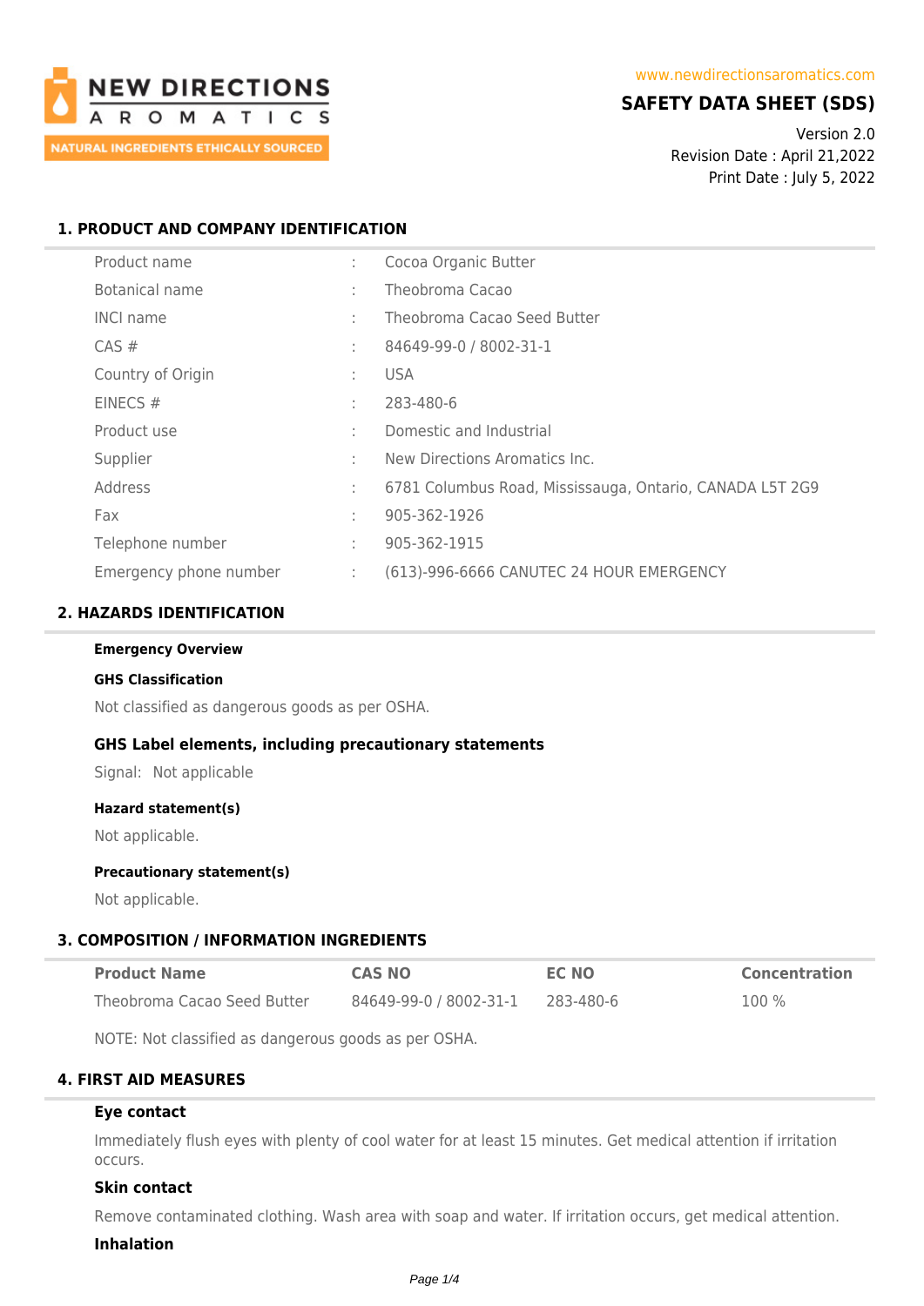NEW DIRECTIONS AROMATICS

NATURAL INGREDIENTS ETHICALLY SOURCED

www.newdirectionsaromatics.com

# SAFETY DATA SHEET (SDS)

Version 2.0
Revision Date : April 21,2022
Print Date : July 5, 2022

## 1. PRODUCT AND COMPANY IDENTIFICATION

| | | |
|---|---|---|
| Product name | : | Cocoa Organic Butter |
| Botanical name | : | Theobroma Cacao |
| INCI name | : | Theobroma Cacao Seed Butter |
| CAS # | : | 84649-99-0 / 8002-31-1 |
| Country of Origin | : | USA |
| EINECS # | : | 283-480-6 |
| Product use | : | Domestic and Industrial |
| Supplier | : | New Directions Aromatics Inc. |
| Address | : | 6781 Columbus Road, Mississauga, Ontario, CANADA L5T 2G9 |
| Fax | : | 905-362-1926 |
| Telephone number | : | 905-362-1915 |
| Emergency phone number | : | (613)-996-6666 CANUTEC 24 HOUR EMERGENCY |

## 2. HAZARDS IDENTIFICATION

**Emergency Overview**

**GHS Classification**

Not classified as dangerous goods as per OSHA.

### GHS Label elements, including precautionary statements

Signal: Not applicable

**Hazard statement(s)**

Not applicable.

**Precautionary statement(s)**

Not applicable.

## 3. COMPOSITION / INFORMATION INGREDIENTS

| Product Name | CAS NO | EC NO | Concentration |
|---|---|---|---|
| Theobroma Cacao Seed Butter | 84649-99-0 / 8002-31-1 | 283-480-6 | 100 % |

NOTE: Not classified as dangerous goods as per OSHA.

## 4. FIRST AID MEASURES

### Eye contact

Immediately flush eyes with plenty of cool water for at least 15 minutes. Get medical attention if irritation occurs.

### Skin contact

Remove contaminated clothing. Wash area with soap and water. If irritation occurs, get medical attention.

### Inhalation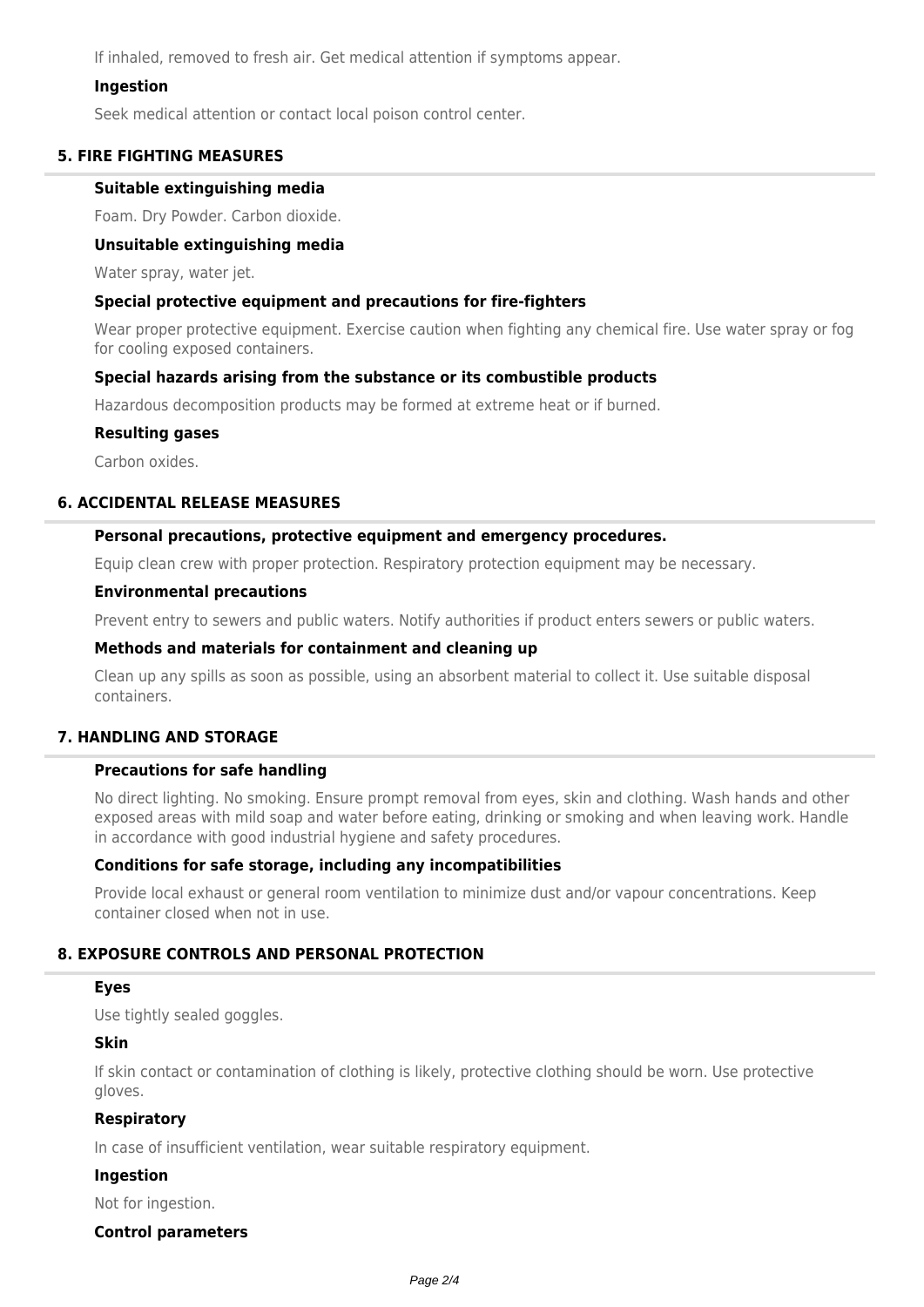If inhaled, removed to fresh air. Get medical attention if symptoms appear.

**Ingestion**

Seek medical attention or contact local poison control center.

## 5. FIRE FIGHTING MEASURES

**Suitable extinguishing media**

Foam. Dry Powder. Carbon dioxide.

**Unsuitable extinguishing media**

Water spray, water jet.

**Special protective equipment and precautions for fire-fighters**

Wear proper protective equipment. Exercise caution when fighting any chemical fire. Use water spray or fog for cooling exposed containers.

**Special hazards arising from the substance or its combustible products**

Hazardous decomposition products may be formed at extreme heat or if burned.

**Resulting gases**

Carbon oxides.

## 6. ACCIDENTAL RELEASE MEASURES

**Personal precautions, protective equipment and emergency procedures.**

Equip clean crew with proper protection. Respiratory protection equipment may be necessary.

**Environmental precautions**

Prevent entry to sewers and public waters. Notify authorities if product enters sewers or public waters.

**Methods and materials for containment and cleaning up**

Clean up any spills as soon as possible, using an absorbent material to collect it. Use suitable disposal containers.

## 7. HANDLING AND STORAGE

**Precautions for safe handling**

No direct lighting. No smoking. Ensure prompt removal from eyes, skin and clothing. Wash hands and other exposed areas with mild soap and water before eating, drinking or smoking and when leaving work. Handle in accordance with good industrial hygiene and safety procedures.

**Conditions for safe storage, including any incompatibilities**

Provide local exhaust or general room ventilation to minimize dust and/or vapour concentrations. Keep container closed when not in use.

## 8. EXPOSURE CONTROLS AND PERSONAL PROTECTION

**Eyes**

Use tightly sealed goggles.

**Skin**

If skin contact or contamination of clothing is likely, protective clothing should be worn. Use protective gloves.

**Respiratory**

In case of insufficient ventilation, wear suitable respiratory equipment.

**Ingestion**

Not for ingestion.

**Control parameters**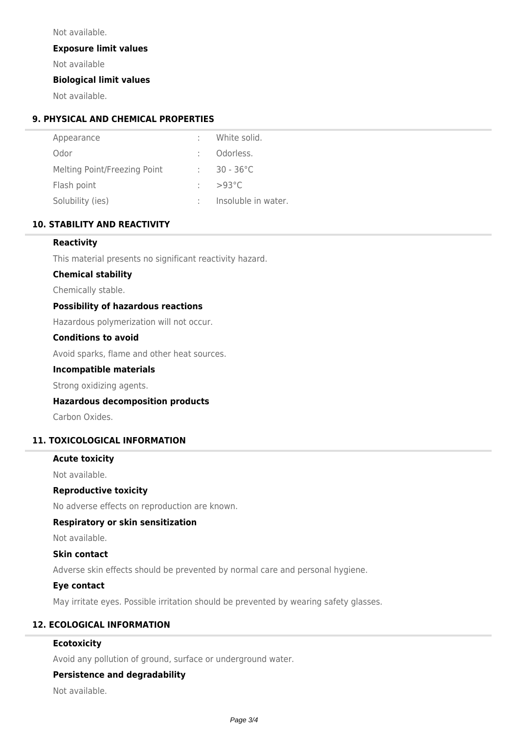Not available.

**Exposure limit values**

Not available

**Biological limit values**

Not available.

## 9. PHYSICAL AND CHEMICAL PROPERTIES

| | | |
|---|---|---|
| Appearance | : | White solid. |
| Odor | : | Odorless. |
| Melting Point/Freezing Point | : | 30 - 36°C |
| Flash point | : | >93°C |
| Solubility (ies) | : | Insoluble in water. |

## 10. STABILITY AND REACTIVITY

**Reactivity**

This material presents no significant reactivity hazard.

**Chemical stability**

Chemically stable.

**Possibility of hazardous reactions**

Hazardous polymerization will not occur.

**Conditions to avoid**

Avoid sparks, flame and other heat sources.

**Incompatible materials**

Strong oxidizing agents.

**Hazardous decomposition products**

Carbon Oxides.

## 11. TOXICOLOGICAL INFORMATION

**Acute toxicity**

Not available.

**Reproductive toxicity**

No adverse effects on reproduction are known.

**Respiratory or skin sensitization**

Not available.

**Skin contact**

Adverse skin effects should be prevented by normal care and personal hygiene.

**Eye contact**

May irritate eyes. Possible irritation should be prevented by wearing safety glasses.

## 12. ECOLOGICAL INFORMATION

**Ecotoxicity**

Avoid any pollution of ground, surface or underground water.

**Persistence and degradability**

Not available.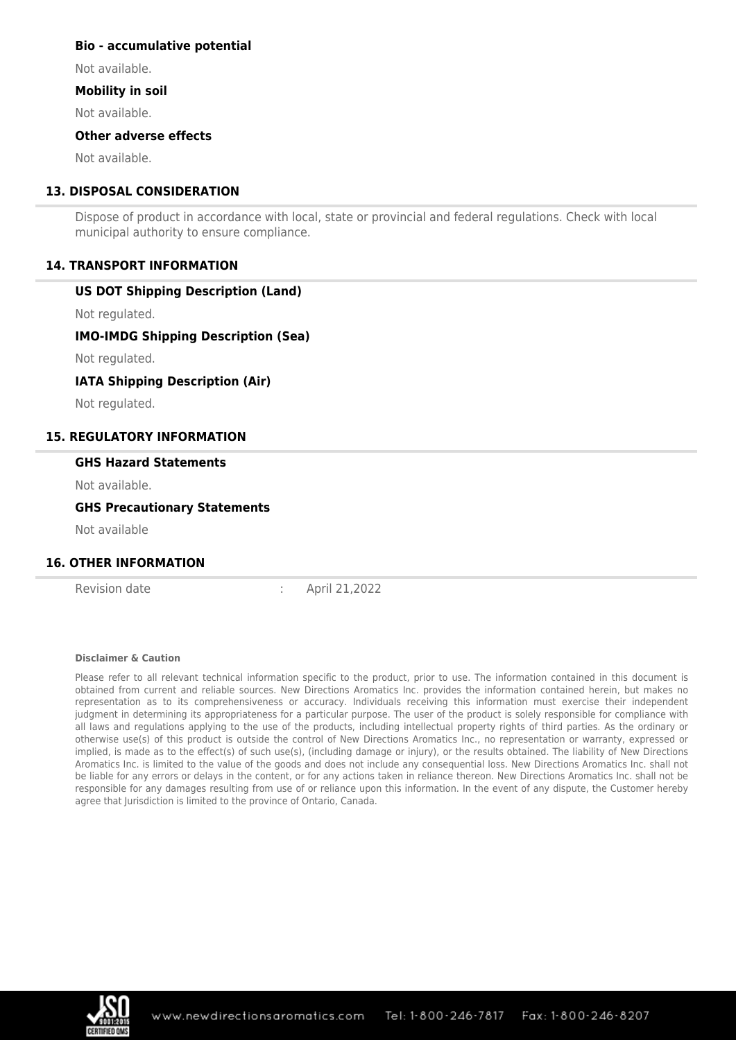**Bio - accumulative potential**

Not available.

**Mobility in soil**

Not available.

**Other adverse effects**

Not available.

## 13. DISPOSAL CONSIDERATION

Dispose of product in accordance with local, state or provincial and federal regulations. Check with local municipal authority to ensure compliance.

## 14. TRANSPORT INFORMATION

**US DOT Shipping Description (Land)**

Not regulated.

**IMO-IMDG Shipping Description (Sea)**

Not regulated.

**IATA Shipping Description (Air)**

Not regulated.

## 15. REGULATORY INFORMATION

**GHS Hazard Statements**

Not available.

**GHS Precautionary Statements**

Not available

## 16. OTHER INFORMATION

Revision date : April 21,2022

**Disclaimer & Caution**

Please refer to all relevant technical information specific to the product, prior to use. The information contained in this document is obtained from current and reliable sources. New Directions Aromatics Inc. provides the information contained herein, but makes no representation as to its comprehensiveness or accuracy. Individuals receiving this information must exercise their independent judgment in determining its appropriateness for a particular purpose. The user of the product is solely responsible for compliance with all laws and regulations applying to the use of the products, including intellectual property rights of third parties. As the ordinary or otherwise use(s) of this product is outside the control of New Directions Aromatics Inc., no representation or warranty, expressed or implied, is made as to the effect(s) of such use(s), (including damage or injury), or the results obtained. The liability of New Directions Aromatics Inc. is limited to the value of the goods and does not include any consequential loss. New Directions Aromatics Inc. shall not be liable for any errors or delays in the content, or for any actions taken in reliance thereon. New Directions Aromatics Inc. shall not be responsible for any damages resulting from use of or reliance upon this information. In the event of any dispute, the Customer hereby agree that Jurisdiction is limited to the province of Ontario, Canada.